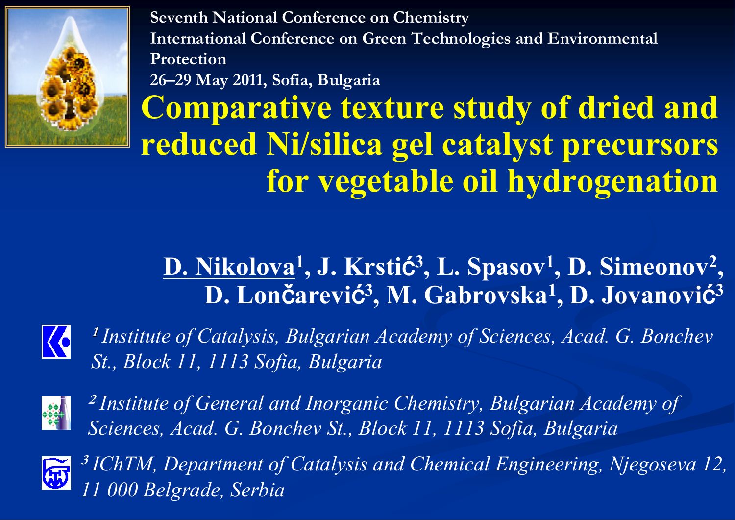Seventh National Conference on Chemistry
International Conference on Green Technologies and Environmental Protection
26–29 May 2011, Sofia, Bulgaria

# Comparative texture study of dried and reduced Ni/silica gel catalyst precursors for vegetable oil hydrogenation

**D. Nikolova[1], J. Krstić[3], L. Spasov[1], D. Simeonov[2], D. Lončarević[3], M. Gabrovska[1], D. Jovanović[3]**

*[1] Institute of Catalysis, Bulgarian Academy of Sciences, Acad. G. Bonchev St., Block 11, 1113 Sofia, Bulgaria*

*[2] Institute of General and Inorganic Chemistry, Bulgarian Academy of Sciences, Acad. G. Bonchev St., Block 11, 1113 Sofia, Bulgaria*

*[3] IChTM, Department of Catalysis and Chemical Engineering, Njegoseva 12, 11 000 Belgrade, Serbia*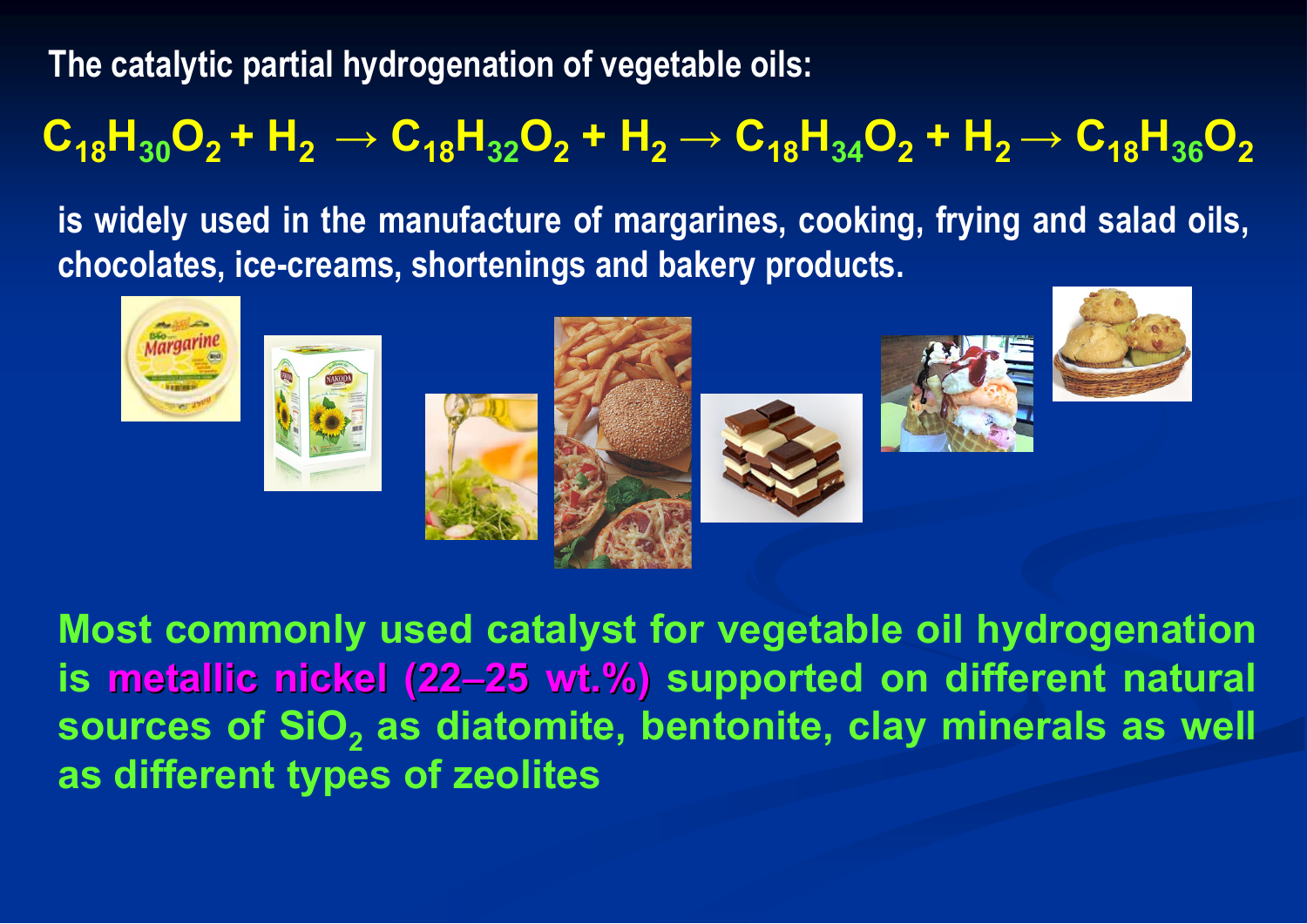The catalytic partial hydrogenation of vegetable oils:

$$C_{18}H_{30}O_2 + H_2 \rightarrow C_{18}H_{32}O_2 + H_2 \rightarrow C_{18}H_{34}O_2 + H_2 \rightarrow C_{18}H_{36}O_2$$

is widely used in the manufacture of margarines, cooking, frying and salad oils, chocolates, ice-creams, shortenings and bakery products.

**Most commonly used catalyst for vegetable oil hydrogenation is metallic nickel (22–25 wt.%) supported on different natural sources of $SiO_2$ as diatomite, bentonite, clay minerals as well as different types of zeolites**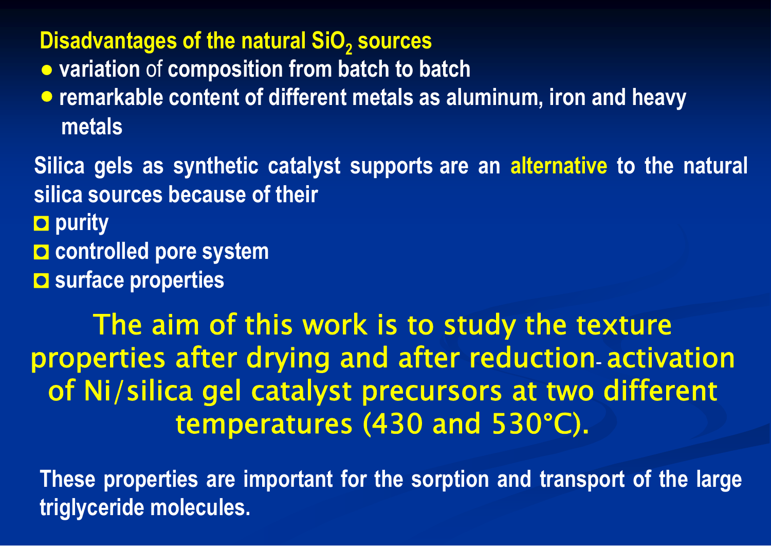**Disadvantages of the natural $SiO_2$ sources**

- variation of composition from batch to batch
- remarkable content of different metals as aluminum, iron and heavy metals

Silica gels as synthetic catalyst supports are an alternative to the natural silica sources because of their

- purity
- controlled pore system
- surface properties

**The aim of this work is to study the texture properties after drying and after reduction- activation of Ni/silica gel catalyst precursors at two different temperatures (430 and 530°C).**

These properties are important for the sorption and transport of the large triglyceride molecules.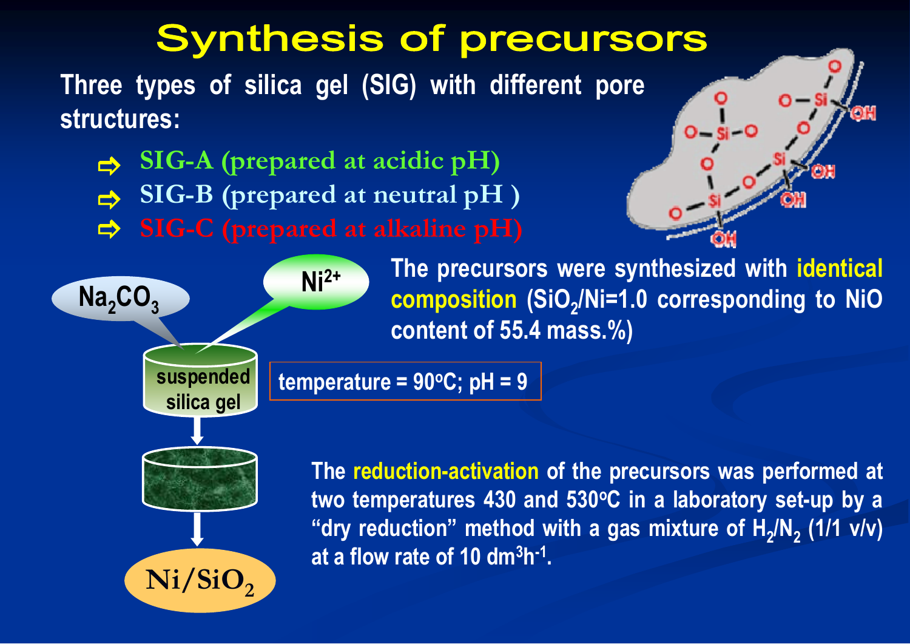# Synthesis of precursors

Three types of silica gel (SIG) with different pore structures:

- SIG-A (prepared at acidic pH)
- SIG-B (prepared at neutral pH )
- SIG-C (prepared at alkaline pH)

$Na_2CO_3$

$Ni^{2+}$

suspended silica gel

temperature = 90°C; pH = 9

$Ni/SiO_2$

The precursors were synthesized with identical composition ($SiO_2$/Ni=1.0 corresponding to NiO content of 55.4 mass.%)

The reduction-activation of the precursors was performed at two temperatures 430 and 530°C in a laboratory set-up by a "dry reduction" method with a gas mixture of $H_2/N_2$ (1/1 v/v) at a flow rate of 10 $dm^3h^{-1}$.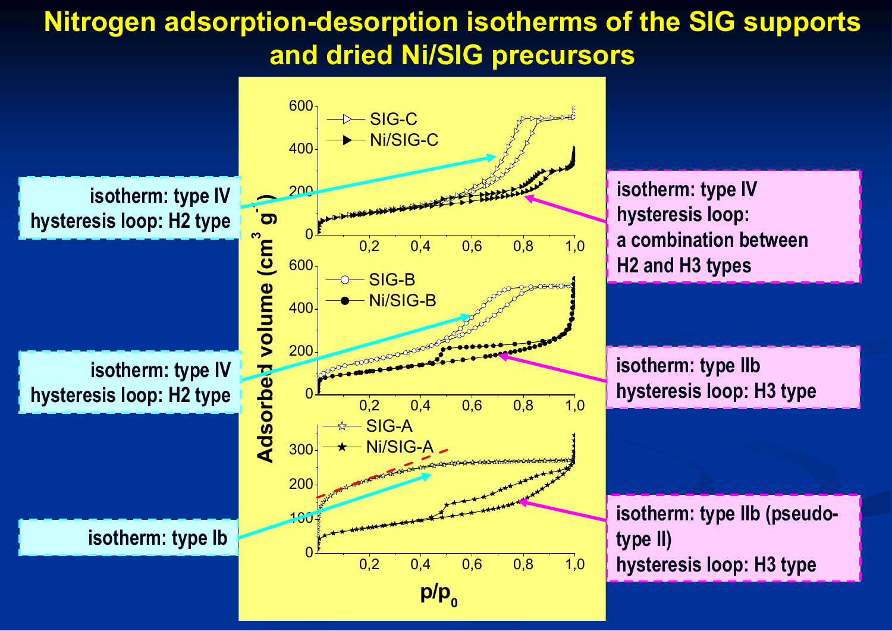# Nitrogen adsorption-desorption isotherms of the SIG supports and dried Ni/SIG precursors

**SIG-C:** isotherm: type IV; hysteresis loop: H2 type

**Ni/SIG-C:** isotherm: type IV; hysteresis loop: a combination between H2 and H3 types

**SIG-B:** isotherm: type IV; hysteresis loop: H2 type

**Ni/SIG-B:** isotherm: type IIb; hysteresis loop: H3 type

**SIG-A:** isotherm: type Ib

**Ni/SIG-A:** isotherm: type IIb (pseudo-type II); hysteresis loop: H3 type

Axes: Adsorbed volume ($cm^3\,g^{-1}$) vs. $p/p_0$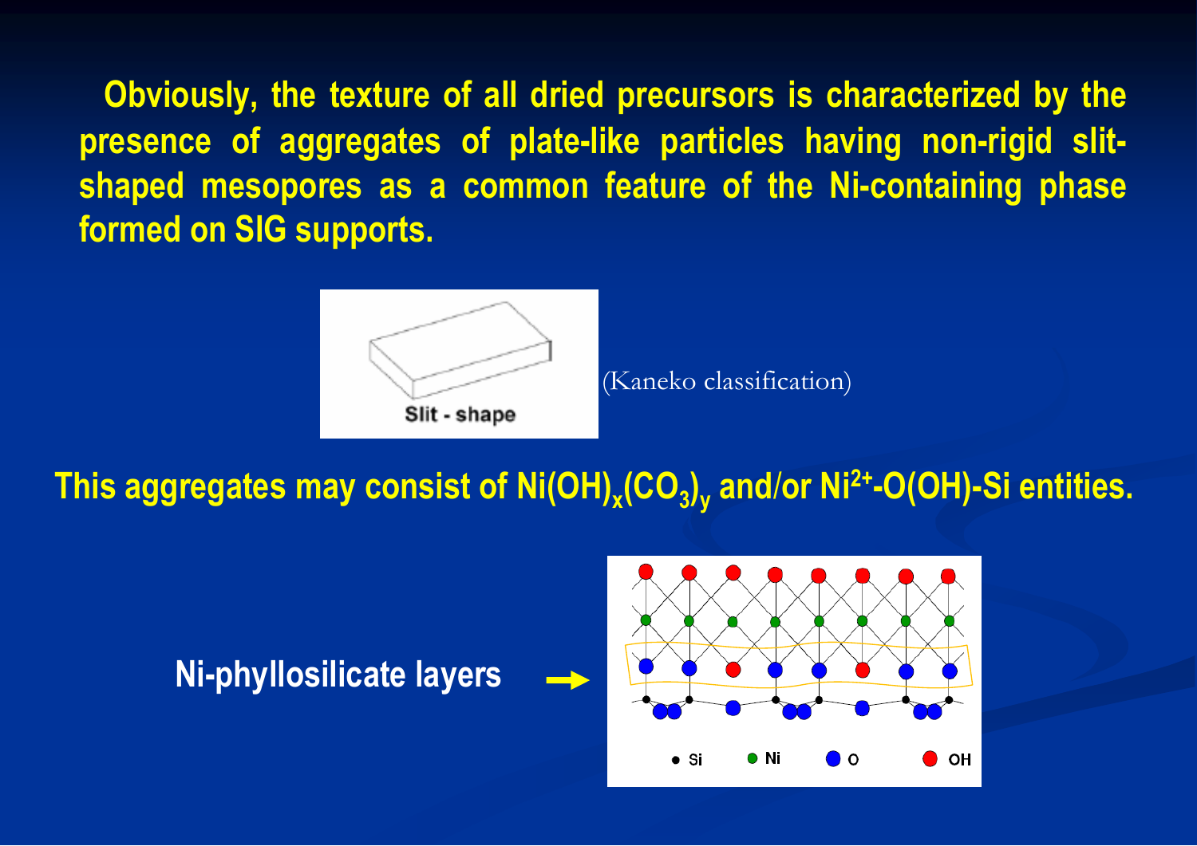Obviously, the texture of all dried precursors is characterized by the presence of aggregates of plate-like particles having non-rigid slit-shaped mesopores as a common feature of the Ni-containing phase formed on SIG supports.

Slit - shape

(Kaneko classification)

This aggregates may consist of $Ni(OH)_x(CO_3)_y$ and/or $Ni^{2+}$-O(OH)-Si entities.

Ni-phyllosilicate layers

Si Ni O OH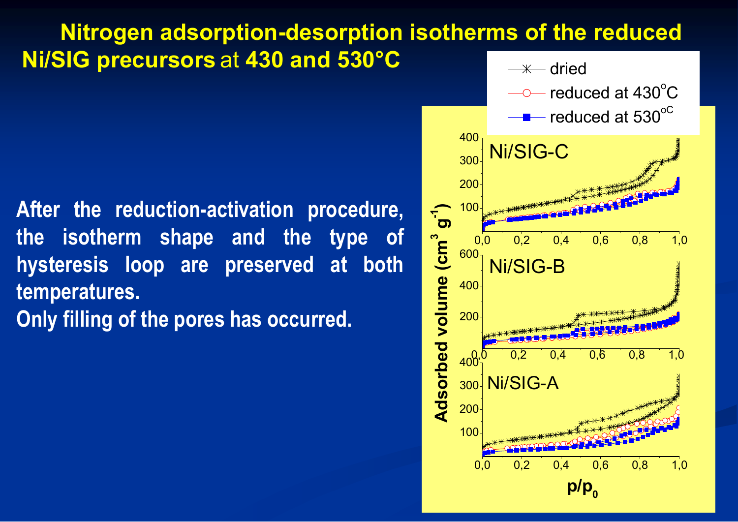# Nitrogen adsorption-desorption isotherms of the reduced Ni/SIG precursors at 430 and 530°C

After the reduction-activation procedure, the isotherm shape and the type of hysteresis loop are preserved at both temperatures.

Only filling of the pores has occurred.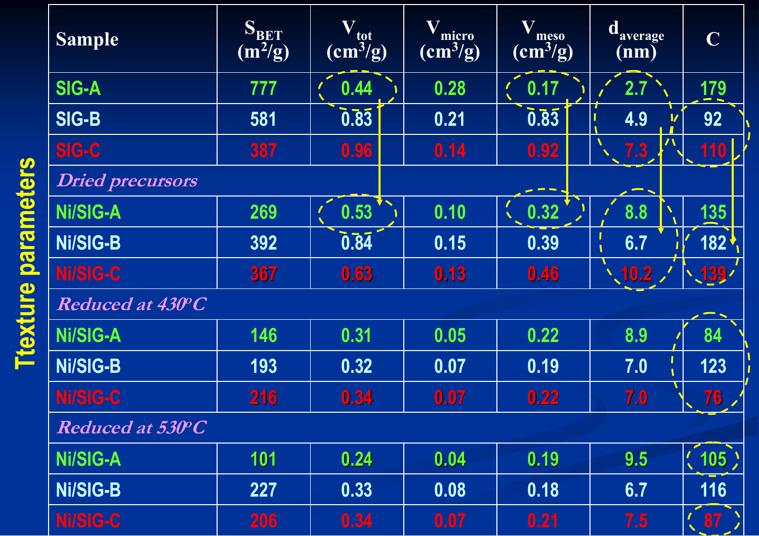# Ttexture parameters

| Sample | $S_{BET}$ ($m^2/g$) | $V_{tot}$ ($cm^3/g$) | $V_{micro}$ ($cm^3/g$) | $V_{meso}$ ($cm^3/g$) | $d_{average}$ (nm) | C |
|---|---|---|---|---|---|---|
| SIG-A | 777 | 0.44 | 0.28 | 0.17 | 2.7 | 179 |
| SIG-B | 581 | 0.83 | 0.21 | 0.83 | 4.9 | 92 |
| SIG-C | 387 | 0.96 | 0.14 | 0.92 | 7.3 | 110 |
| *Dried precursors* | | | | | | |
| Ni/SIG-A | 269 | 0.53 | 0.10 | 0.32 | 8.8 | 135 |
| Ni/SIG-B | 392 | 0.84 | 0.15 | 0.39 | 6.7 | 182 |
| Ni/SIG-C | 367 | 0.63 | 0.13 | 0.46 | 10.2 | 139 |
| *Reduced at 430°C* | | | | | | |
| Ni/SIG-A | 146 | 0.31 | 0.05 | 0.22 | 8.9 | 84 |
| Ni/SIG-B | 193 | 0.32 | 0.07 | 0.19 | 7.0 | 123 |
| Ni/SIG-C | 216 | 0.34 | 0.07 | 0.22 | 7.0 | 76 |
| *Reduced at 530°C* | | | | | | |
| Ni/SIG-A | 101 | 0.24 | 0.04 | 0.19 | 9.5 | 105 |
| Ni/SIG-B | 227 | 0.33 | 0.08 | 0.18 | 6.7 | 116 |
| Ni/SIG-C | 206 | 0.34 | 0.07 | 0.21 | 7.5 | 87 |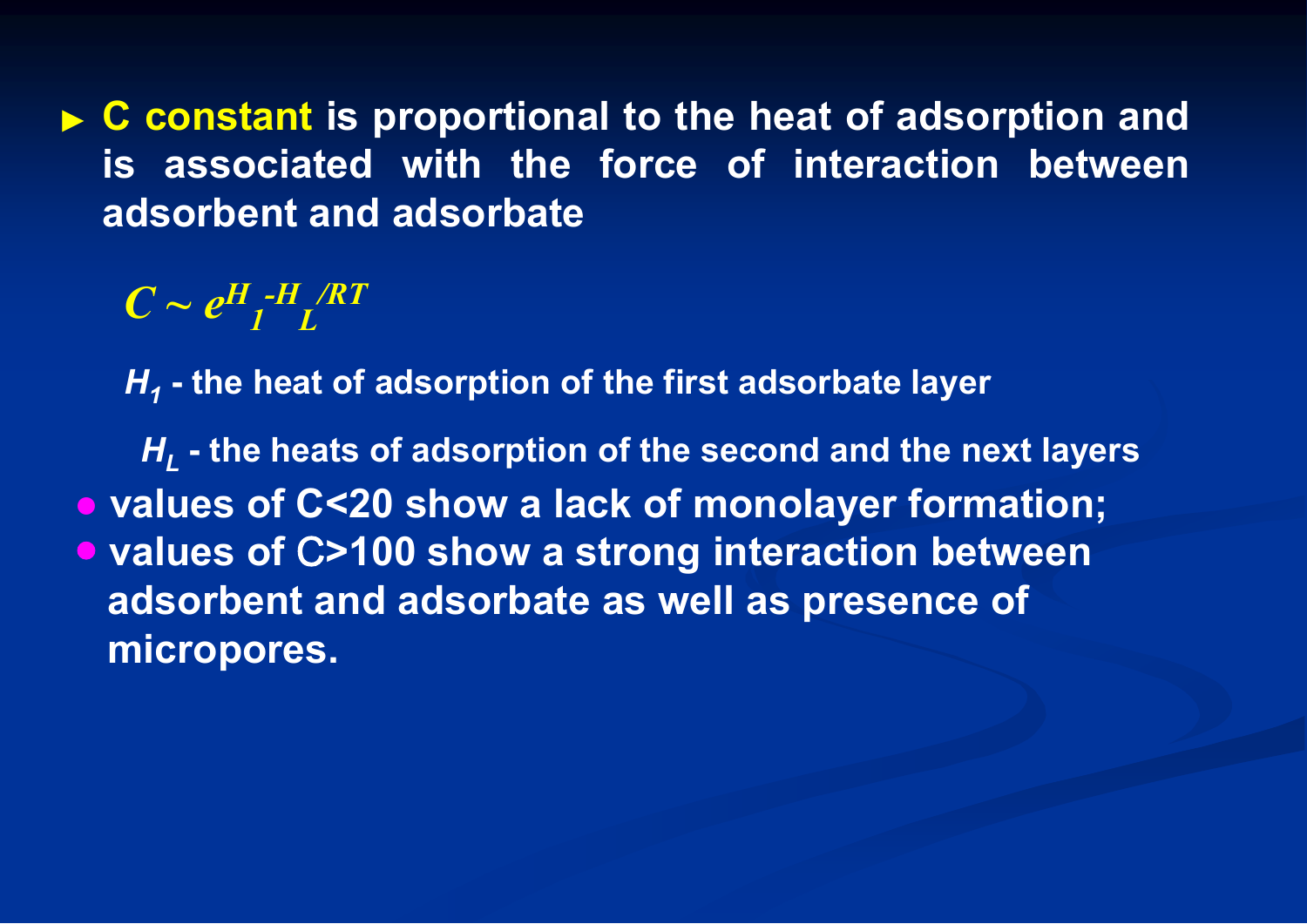- **C constant** is proportional to the heat of adsorption and is associated with the force of interaction between adsorbent and adsorbate

$$C \sim e^{H_1 - H_L / RT}$$

$H_1$ - the heat of adsorption of the first adsorbate layer

$H_L$ - the heats of adsorption of the second and the next layers

- values of C<20 show a lack of monolayer formation;
- values of C>100 show a strong interaction between adsorbent and adsorbate as well as presence of micropores.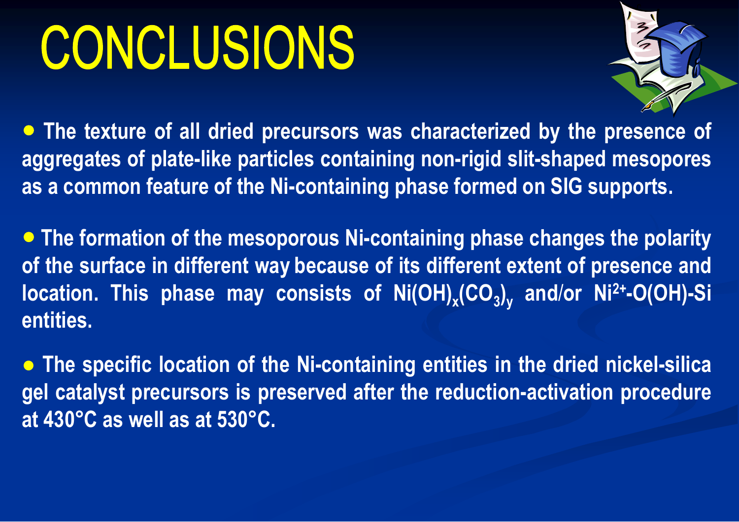# CONCLUSIONS

- **The texture of all dried precursors was characterized by the presence of aggregates of plate-like particles containing non-rigid slit-shaped mesopores as a common feature of the Ni-containing phase formed on SIG supports.**

- **The formation of the mesoporous Ni-containing phase changes the polarity of the surface in different way because of its different extent of presence and location. This phase may consists of $Ni(OH)_x(CO_3)_y$ and/or $Ni^{2+}$-O(OH)-Si entities.**

- **The specific location of the Ni-containing entities in the dried nickel-silica gel catalyst precursors is preserved after the reduction-activation procedure at 430°C as well as at 530°C.**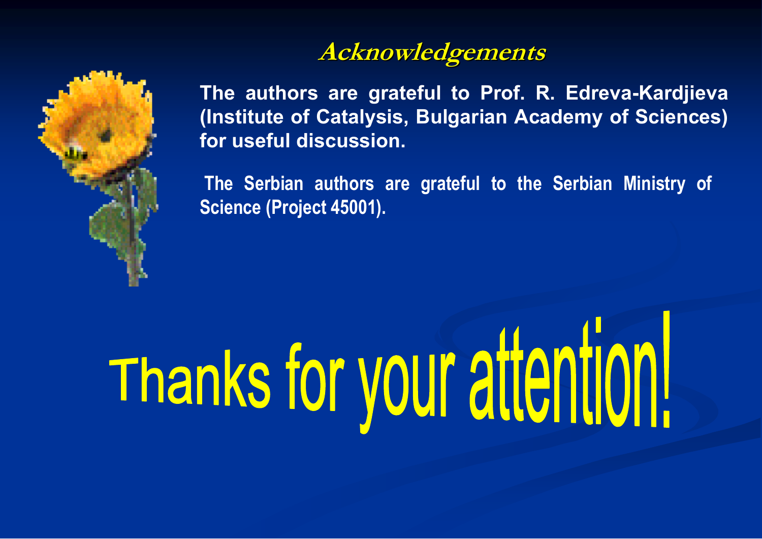## Acknowledgements

**The authors are grateful to Prof. R. Edreva-Kardjieva (Institute of Catalysis, Bulgarian Academy of Sciences) for useful discussion.**

**The Serbian authors are grateful to the Serbian Ministry of Science (Project 45001).**

# Thanks for your attention!